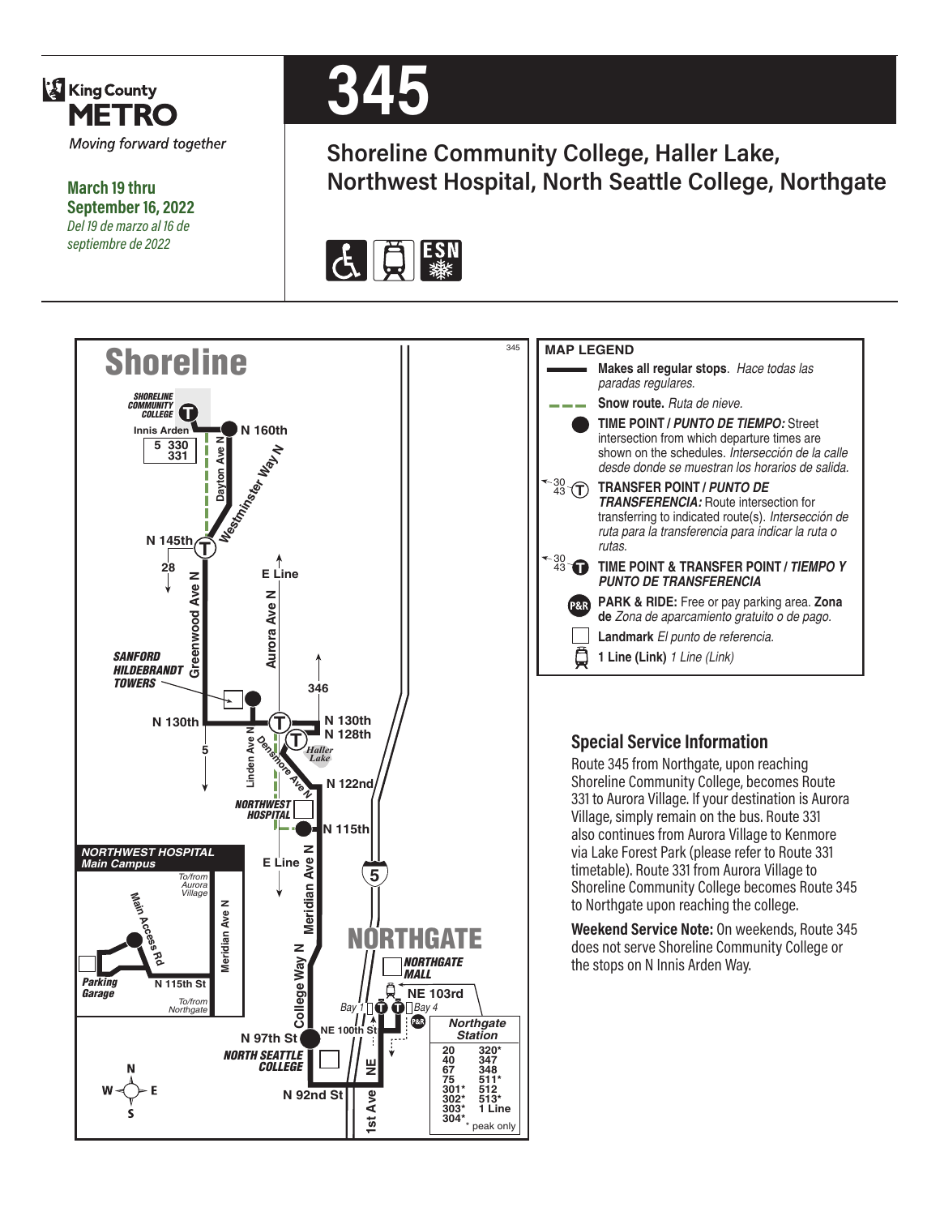King County METRO

*Moving forward together*

**March 19 thru September 16, 2022**

*Del 19 de marzo al 16 de septiembre de 2022*

# 345

## Shoreline Community College, Haller Lake, Northwest Hospital, North Seattle College, Northgate

Shoreline

SHORELINE COMMUNITY COLLEGE

Innis Arden

5 330 331

N 160th

Dayton Ave N

Westminster Way N

N 145th

28

Greenwood Ave N

E Line

Aurora Ave N

SANFORD HILDEBRANDT TOWERS

346

N 130th

N 130th

N 128th

5

Linden Ave N

Densmore Ave N

Haller Lake

N 122nd

NORTHWEST HOSPITAL

N 115th

NORTHWEST HOSPITAL Main Campus

To/from Aurora Village

Main Access Rd

Meridian Ave N

Parking Garage

N 115th St

To/from Northgate

E Line

Meridian Ave N

5

NORTHGATE

NORTHGATE MALL

NE 103rd

Bay 1

Bay 4

College Way N

NE 100th St

P&R

Northgate Station

| | |
|---|---|
| 20 | 320* |
| 40 | 347 |
| 67 | 348 |
| 75 | 511* |
| 301* | 512 |
| 302* | 513* |
| 303* | 1 Line |
| 304* | |

\* peak only

N 97th St

NORTH SEATTLE COLLEGE

NE

N 92nd St

1st Ave

**MAP LEGEND**

- **Makes all regular stops**. *Hace todas las paradas regulares.*
- **Snow route.** *Ruta de nieve.*
- **TIME POINT / *PUNTO DE TIEMPO:*** Street intersection from which departure times are shown on the schedules. *Intersección de la calle desde donde se muestran los horarios de salida.*
- **TRANSFER POINT / *PUNTO DE TRANSFERENCIA:*** Route intersection for transferring to indicated route(s). *Intersección de ruta para la transferencia para indicar la ruta o rutas.*
- **TIME POINT & TRANSFER POINT / *TIEMPO Y PUNTO DE TRANSFERENCIA***
- **PARK & RIDE:** Free or pay parking area. **Zona de** *Zona de aparcamiento gratuito o de pago.*
- **Landmark** *El punto de referencia.*
- **1 Line (Link)** *1 Line (Link)*

## Special Service Information

Route 345 from Northgate, upon reaching Shoreline Community College, becomes Route 331 to Aurora Village. If your destination is Aurora Village, simply remain on the bus. Route 331 also continues from Aurora Village to Kenmore via Lake Forest Park (please refer to Route 331 timetable). Route 331 from Aurora Village to Shoreline Community College becomes Route 345 to Northgate upon reaching the college.

**Weekend Service Note:** On weekends, Route 345 does not serve Shoreline Community College or the stops on N Innis Arden Way.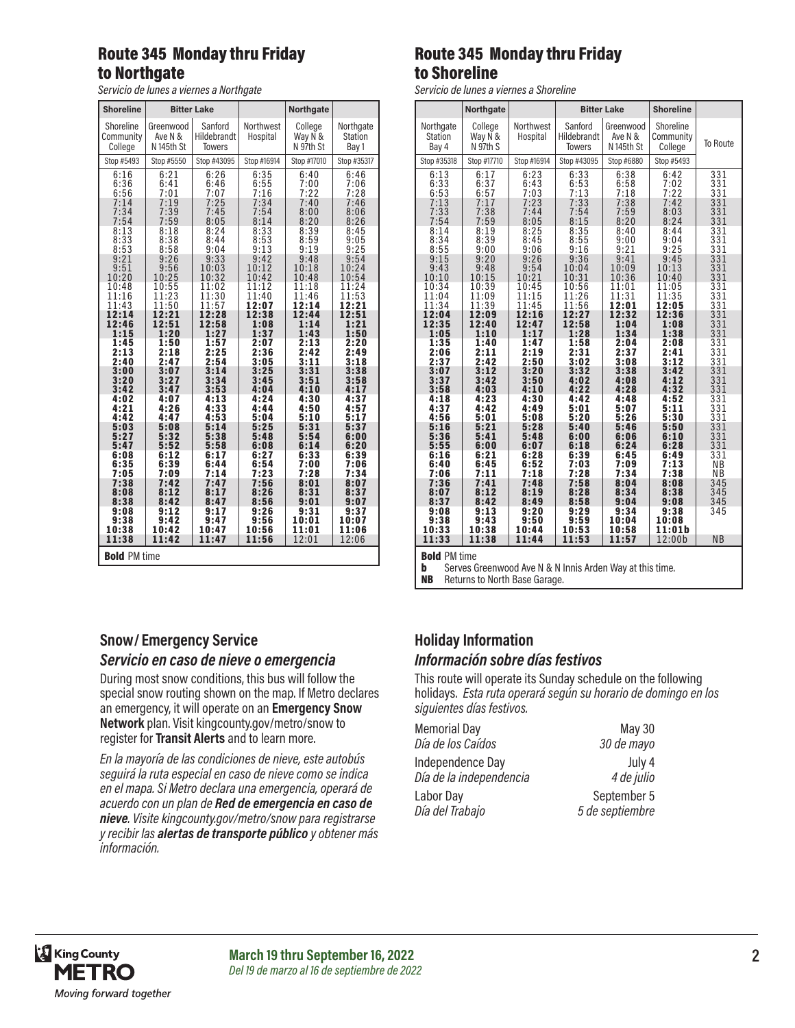## Route 345 Monday thru Friday to Northgate

*Servicio de lunes a viernes a Northgate*

| Shoreline | Bitter Lake | | | Northgate | |
|---|---|---|---|---|---|
| Shoreline Community College | Greenwood Ave N & N 145th St | Sanford Hildebrandt Towers | Northwest Hospital | College Way N & N 97th St | Northgate Station Bay 1 |
| Stop #5493 | Stop #5550 | Stop #43095 | Stop #16914 | Stop #17010 | Stop #35317 |
| 6:16 | 6:21 | 6:26 | 6:35 | 6:40 | 6:46 |
| 6:36 | 6:41 | 6:46 | 6:55 | 7:00 | 7:06 |
| 6:56 | 7:01 | 7:07 | 7:16 | 7:22 | 7:28 |
| 7:14 | 7:19 | 7:25 | 7:34 | 7:40 | 7:46 |
| 7:34 | 7:39 | 7:45 | 7:54 | 8:00 | 8:06 |
| 7:54 | 7:59 | 8:05 | 8:14 | 8:20 | 8:26 |
| 8:13 | 8:18 | 8:24 | 8:33 | 8:39 | 8:45 |
| 8:33 | 8:38 | 8:44 | 8:53 | 8:59 | 9:05 |
| 8:53 | 8:58 | 9:04 | 9:13 | 9:19 | 9:25 |
| 9:21 | 9:26 | 9:33 | 9:42 | 9:48 | 9:54 |
| 9:51 | 9:56 | 10:03 | 10:12 | 10:18 | 10:24 |
| 10:20 | 10:25 | 10:32 | 10:42 | 10:48 | 10:54 |
| 10:48 | 10:55 | 11:02 | 11:12 | 11:18 | 11:24 |
| 11:16 | 11:23 | 11:30 | 11:40 | 11:46 | 11:53 |
| 11:43 | 11:50 | 11:57 | **12:07** | **12:14** | **12:21** |
| **12:14** | **12:21** | **12:28** | **12:38** | **12:44** | **12:51** |
| **12:46** | **12:51** | **12:58** | **1:08** | **1:14** | **1:21** |
| **1:15** | **1:20** | **1:27** | **1:37** | **1:43** | **1:50** |
| **1:45** | **1:50** | **1:57** | **2:07** | **2:13** | **2:20** |
| **2:13** | **2:18** | **2:25** | **2:36** | **2:42** | **2:49** |
| **2:40** | **2:47** | **2:54** | **3:05** | **3:11** | **3:18** |
| **3:00** | **3:07** | **3:14** | **3:25** | **3:31** | **3:38** |
| **3:20** | **3:27** | **3:34** | **3:45** | **3:51** | **3:58** |
| **3:42** | **3:47** | **3:53** | **4:04** | **4:10** | **4:17** |
| **4:02** | **4:07** | **4:13** | **4:24** | **4:30** | **4:37** |
| **4:21** | **4:26** | **4:33** | **4:44** | **4:50** | **4:57** |
| **4:42** | **4:47** | **4:53** | **5:04** | **5:10** | **5:17** |
| **5:03** | **5:08** | **5:14** | **5:25** | **5:31** | **5:37** |
| **5:27** | **5:32** | **5:38** | **5:48** | **5:54** | **6:00** |
| **5:47** | **5:52** | **5:58** | **6:08** | **6:14** | **6:20** |
| **6:08** | **6:12** | **6:17** | **6:27** | **6:33** | **6:39** |
| **6:35** | **6:39** | **6:44** | **6:54** | **7:00** | **7:06** |
| **7:05** | **7:09** | **7:14** | **7:23** | **7:28** | **7:34** |
| **7:38** | **7:42** | **7:47** | **7:56** | **8:01** | **8:07** |
| **8:08** | **8:12** | **8:17** | **8:26** | **8:31** | **8:37** |
| **8:38** | **8:42** | **8:47** | **8:56** | **9:01** | **9:07** |
| **9:08** | **9:12** | **9:17** | **9:26** | **9:31** | **9:37** |
| **9:38** | **9:42** | **9:47** | **9:56** | **10:01** | **10:07** |
| **10:38** | **10:42** | **10:47** | **10:56** | **11:01** | **11:06** |
| **11:38** | **11:42** | **11:47** | **11:56** | 12:01 | 12:06 |

**Bold** PM time

## Route 345 Monday thru Friday to Shoreline

*Servicio de lunes a viernes a Shoreline*

| | Northgate | | Bitter Lake | | Shoreline | |
|---|---|---|---|---|---|---|
| Northgate Station Bay 4 | College Way N & N 97th S | Northwest Hospital | Sanford Hildebrandt Towers | Greenwood Ave N & N 145th St | Shoreline Community College | To Route |
| Stop #35318 | Stop #17710 | Stop #16914 | Stop #43095 | Stop #6880 | Stop #5493 | |
| 6:13 | 6:17 | 6:23 | 6:33 | 6:38 | 6:42 | 331 |
| 6:33 | 6:37 | 6:43 | 6:53 | 6:58 | 7:02 | 331 |
| 6:53 | 6:57 | 7:03 | 7:13 | 7:18 | 7:22 | 331 |
| 7:13 | 7:17 | 7:23 | 7:33 | 7:38 | 7:42 | 331 |
| 7:33 | 7:38 | 7:44 | 7:54 | 7:59 | 8:03 | 331 |
| 7:54 | 7:59 | 8:05 | 8:15 | 8:20 | 8:24 | 331 |
| 8:14 | 8:19 | 8:25 | 8:35 | 8:40 | 8:44 | 331 |
| 8:34 | 8:39 | 8:45 | 8:55 | 9:00 | 9:04 | 331 |
| 8:55 | 9:00 | 9:06 | 9:16 | 9:21 | 9:25 | 331 |
| 9:15 | 9:20 | 9:26 | 9:36 | 9:41 | 9:45 | 331 |
| 9:43 | 9:48 | 9:54 | 10:04 | 10:09 | 10:13 | 331 |
| 10:10 | 10:15 | 10:21 | 10:31 | 10:36 | 10:40 | 331 |
| 10:34 | 10:39 | 10:45 | 10:56 | 11:01 | 11:05 | 331 |
| 11:04 | 11:09 | 11:15 | 11:26 | 11:31 | 11:35 | 331 |
| 11:34 | 11:39 | 11:45 | 11:56 | **12:01** | **12:05** | 331 |
| **12:04** | **12:09** | **12:16** | **12:27** | **12:32** | **12:36** | 331 |
| **12:35** | **12:40** | **12:47** | **12:58** | **1:04** | **1:08** | 331 |
| **1:05** | **1:10** | **1:17** | **1:28** | **1:34** | **1:38** | 331 |
| **1:35** | **1:40** | **1:47** | **1:58** | **2:04** | **2:08** | 331 |
| **2:06** | **2:11** | **2:19** | **2:31** | **2:37** | **2:41** | 331 |
| **2:37** | **2:42** | **2:50** | **3:02** | **3:08** | **3:12** | 331 |
| **3:07** | **3:12** | **3:20** | **3:32** | **3:38** | **3:42** | 331 |
| **3:37** | **3:42** | **3:50** | **4:02** | **4:08** | **4:12** | 331 |
| **3:58** | **4:03** | **4:10** | **4:22** | **4:28** | **4:32** | 331 |
| **4:18** | **4:23** | **4:30** | **4:42** | **4:48** | **4:52** | 331 |
| **4:37** | **4:42** | **4:49** | **5:01** | **5:07** | **5:11** | 331 |
| **4:56** | **5:01** | **5:08** | **5:20** | **5:26** | **5:30** | 331 |
| **5:16** | **5:21** | **5:28** | **5:40** | **5:46** | **5:50** | 331 |
| **5:36** | **5:41** | **5:48** | **6:00** | **6:06** | **6:10** | 331 |
| **5:55** | **6:00** | **6:07** | **6:18** | **6:24** | **6:28** | 331 |
| **6:16** | **6:21** | **6:28** | **6:39** | **6:45** | **6:49** | 331 |
| **6:40** | **6:45** | **6:52** | **7:03** | **7:09** | **7:13** | NB |
| **7:06** | **7:11** | **7:18** | **7:28** | **7:34** | **7:38** | NB |
| **7:36** | **7:41** | **7:48** | **7:58** | **8:04** | **8:08** | 345 |
| **8:07** | **8:12** | **8:19** | **8:28** | **8:34** | **8:38** | 345 |
| **8:37** | **8:42** | **8:49** | **8:58** | **9:04** | **9:08** | 345 |
| **9:08** | **9:13** | **9:20** | **9:29** | **9:34** | **9:38** | 345 |
| **9:38** | **9:43** | **9:50** | **9:59** | **10:04** | **10:08** | |
| **10:33** | **10:38** | **10:44** | **10:53** | **10:58** | **11:01b** | |
| **11:33** | **11:38** | **11:44** | **11:53** | **11:57** | 12:00b | NB |

**Bold** PM time
**b** Serves Greenwood Ave N & N Innis Arden Way at this time.
**NB** Returns to North Base Garage.

## Snow/ Emergency Service

### *Servicio en caso de nieve o emergencia*

During most snow conditions, this bus will follow the special snow routing shown on the map. If Metro declares an emergency, it will operate on an **Emergency Snow Network** plan. Visit kingcounty.gov/metro/snow to register for **Transit Alerts** and to learn more.

*En la mayoría de las condiciones de nieve, este autobús seguirá la ruta especial en caso de nieve como se indica en el mapa. Si Metro declara una emergencia, operará de acuerdo con un plan de **Red de emergencia en caso de nieve**. Visite kingcounty.gov/metro/snow para registrarse y recibir las **alertas de transporte público** y obtener más información.*

## Holiday Information

### *Información sobre días festivos*

This route will operate its Sunday schedule on the following holidays. *Esta ruta operará según su horario de domingo en los siguientes días festivos.*

| | |
|---|---|
| Memorial Day *Día de los Caídos* | May 30 *30 de mayo* |
| Independence Day *Día de la independencia* | July 4 *4 de julio* |
| Labor Day *Día del Trabajo* | September 5 *5 de septiembre* |

King County METRO Moving forward together

**March 19 thru September 16, 2022**
*Del 19 de marzo al 16 de septiembre de 2022*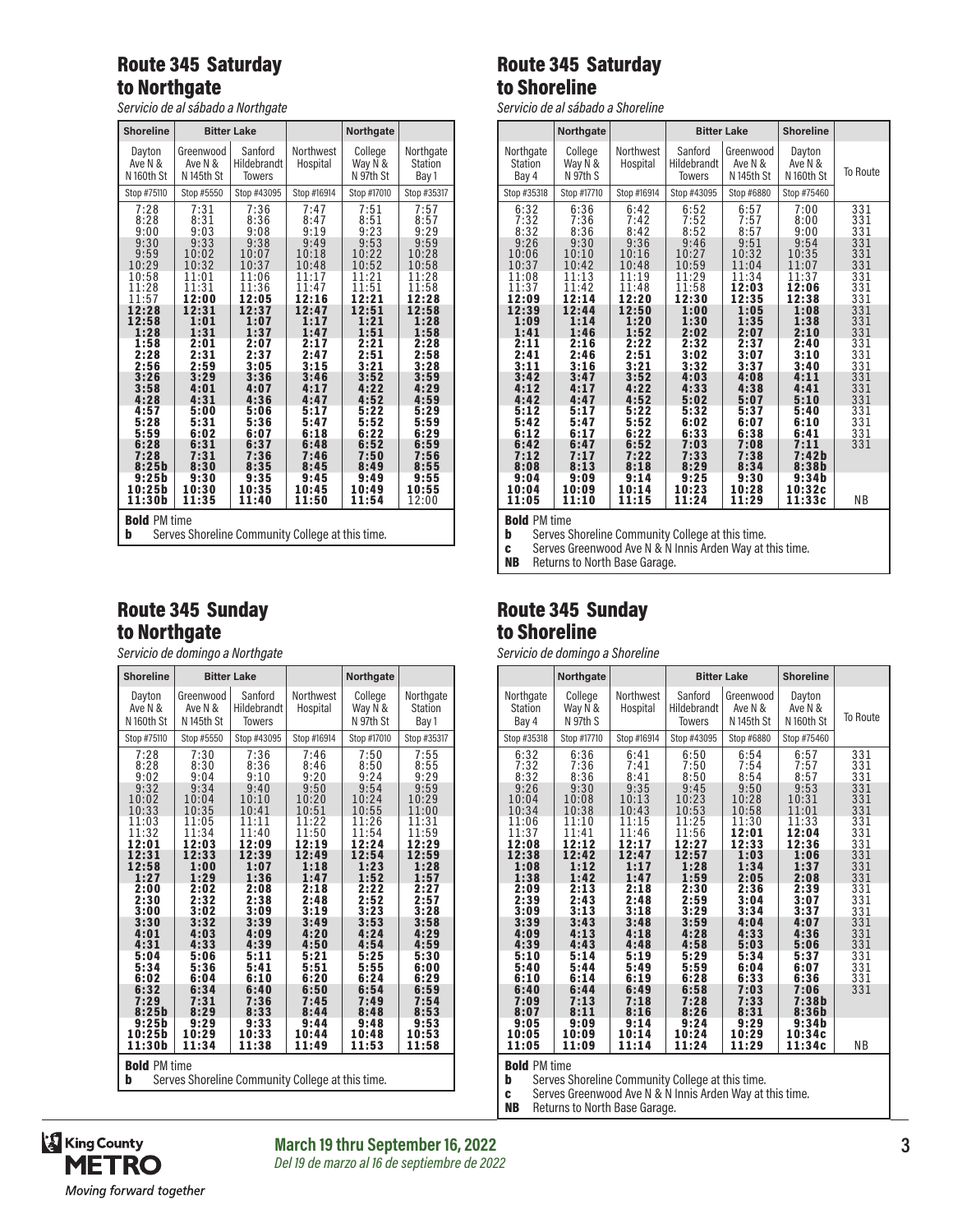## Route 345 Saturday to Northgate

*Servicio de al sábado a Northgate*

| Shoreline | Bitter Lake | | | Northgate | |
|---|---|---|---|---|---|
| Dayton Ave N & N 160th St | Greenwood Ave N & N 145th St | Sanford Hildebrandt Towers | Northwest Hospital | College Way N & N 97th St | Northgate Station Bay 1 |
| Stop #75110 | Stop #5550 | Stop #43095 | Stop #16914 | Stop #17010 | Stop #35317 |
| 7:28 | 7:31 | 7:36 | 7:47 | 7:51 | 7:57 |
| 8:28 | 8:31 | 8:36 | 8:47 | 8:51 | 8:57 |
| 9:00 | 9:03 | 9:08 | 9:19 | 9:23 | 9:29 |
| 9:30 | 9:33 | 9:38 | 9:49 | 9:53 | 9:59 |
| 9:59 | 10:02 | 10:07 | 10:18 | 10:22 | 10:28 |
| 10:29 | 10:32 | 10:37 | 10:48 | 10:52 | 10:58 |
| 10:58 | 11:01 | 11:06 | 11:17 | 11:21 | 11:28 |
| 11:28 | 11:31 | 11:36 | 11:47 | 11:51 | 11:58 |
| 11:57 | **12:00** | **12:05** | **12:16** | **12:21** | **12:28** |
| **12:28** | **12:31** | **12:37** | **12:47** | **12:51** | **12:58** |
| **12:58** | **1:01** | **1:07** | **1:17** | **1:21** | **1:28** |
| **1:28** | **1:31** | **1:37** | **1:47** | **1:51** | **1:58** |
| **1:58** | **2:01** | **2:07** | **2:17** | **2:21** | **2:28** |
| **2:28** | **2:31** | **2:37** | **2:47** | **2:51** | **2:58** |
| **2:56** | **2:59** | **3:05** | **3:15** | **3:21** | **3:28** |
| **3:26** | **3:29** | **3:36** | **3:46** | **3:52** | **3:59** |
| **3:58** | **4:01** | **4:07** | **4:17** | **4:22** | **4:29** |
| **4:28** | **4:31** | **4:36** | **4:47** | **4:52** | **4:59** |
| **4:57** | **5:00** | **5:06** | **5:17** | **5:22** | **5:29** |
| **5:28** | **5:31** | **5:36** | **5:47** | **5:52** | **5:59** |
| **5:59** | **6:02** | **6:07** | **6:18** | **6:22** | **6:29** |
| **6:28** | **6:31** | **6:37** | **6:48** | **6:52** | **6:59** |
| **7:28** | **7:31** | **7:36** | **7:46** | **7:50** | **7:56** |
| **8:25b** | **8:30** | **8:35** | **8:45** | **8:49** | **8:55** |
| **9:25b** | **9:30** | **9:35** | **9:45** | **9:49** | **9:55** |
| **10:25b** | **10:30** | **10:35** | **10:45** | **10:49** | **10:55** |
| **11:30b** | **11:35** | **11:40** | **11:50** | **11:54** | 12:00 |

**Bold** PM time
**b** Serves Shoreline Community College at this time.

## Route 345 Saturday to Shoreline

*Servicio de al sábado a Shoreline*

| | Northgate | | Bitter Lake | | Shoreline | |
|---|---|---|---|---|---|---|
| Northgate Station Bay 4 | College Way N & N 97th S | Northwest Hospital | Sanford Hildebrandt Towers | Greenwood Ave N & N 145th St | Dayton Ave N & N 160th St | To Route |
| Stop #35318 | Stop #17710 | Stop #16914 | Stop #43095 | Stop #6880 | Stop #75460 | |
| 6:32 | 6:36 | 6:42 | 6:52 | 6:57 | 7:00 | 331 |
| 7:32 | 7:36 | 7:42 | 7:52 | 7:57 | 8:00 | 331 |
| 8:32 | 8:36 | 8:42 | 8:52 | 8:57 | 9:00 | 331 |
| 9:26 | 9:30 | 9:36 | 9:46 | 9:51 | 9:54 | 331 |
| 10:06 | 10:10 | 10:16 | 10:27 | 10:32 | 10:35 | 331 |
| 10:37 | 10:42 | 10:48 | 10:59 | 11:04 | 11:07 | 331 |
| 11:08 | 11:13 | 11:19 | 11:29 | 11:34 | 11:37 | 331 |
| 11:37 | 11:42 | 11:48 | 11:58 | **12:03** | **12:06** | 331 |
| **12:09** | **12:14** | **12:20** | **12:30** | **12:35** | **12:38** | 331 |
| **12:39** | **12:44** | **12:50** | **1:00** | **1:05** | **1:08** | 331 |
| **1:09** | **1:14** | **1:20** | **1:30** | **1:35** | **1:38** | 331 |
| **1:41** | **1:46** | **1:52** | **2:02** | **2:07** | **2:10** | 331 |
| **2:11** | **2:16** | **2:22** | **2:32** | **2:37** | **2:40** | 331 |
| **2:41** | **2:46** | **2:51** | **3:02** | **3:07** | **3:10** | 331 |
| **3:11** | **3:16** | **3:21** | **3:32** | **3:37** | **3:40** | 331 |
| **3:42** | **3:47** | **3:52** | **4:03** | **4:08** | **4:11** | 331 |
| **4:12** | **4:17** | **4:22** | **4:33** | **4:38** | **4:41** | 331 |
| **4:42** | **4:47** | **4:52** | **5:02** | **5:07** | **5:10** | 331 |
| **5:12** | **5:17** | **5:22** | **5:32** | **5:37** | **5:40** | 331 |
| **5:42** | **5:47** | **5:52** | **6:02** | **6:07** | **6:10** | 331 |
| **6:12** | **6:17** | **6:22** | **6:33** | **6:38** | **6:41** | 331 |
| **6:42** | **6:47** | **6:52** | **7:03** | **7:08** | **7:11** | 331 |
| **7:12** | **7:17** | **7:22** | **7:33** | **7:38** | **7:42b** | |
| **8:08** | **8:13** | **8:18** | **8:29** | **8:34** | **8:38b** | |
| **9:04** | **9:09** | **9:14** | **9:25** | **9:30** | **9:34b** | |
| **10:04** | **10:09** | **10:14** | **10:23** | **10:28** | **10:32c** | |
| **11:05** | **11:10** | **11:15** | **11:24** | **11:29** | **11:33c** | NB |

**Bold** PM time
**b** Serves Shoreline Community College at this time.
**c** Serves Greenwood Ave N & N Innis Arden Way at this time.
**NB** Returns to North Base Garage.

## Route 345 Sunday to Northgate

*Servicio de domingo a Northgate*

| Shoreline | Bitter Lake | | | Northgate | |
|---|---|---|---|---|---|
| Dayton Ave N & N 160th St | Greenwood Ave N & N 145th St | Sanford Hildebrandt Towers | Northwest Hospital | College Way N & N 97th St | Northgate Station Bay 1 |
| Stop #75110 | Stop #5550 | Stop #43095 | Stop #16914 | Stop #17010 | Stop #35317 |
| 7:28 | 7:30 | 7:36 | 7:46 | 7:50 | 7:55 |
| 8:28 | 8:30 | 8:36 | 8:46 | 8:50 | 8:55 |
| 9:02 | 9:04 | 9:10 | 9:20 | 9:24 | 9:29 |
| 9:32 | 9:34 | 9:40 | 9:50 | 9:54 | 9:59 |
| 10:02 | 10:04 | 10:10 | 10:20 | 10:24 | 10:29 |
| 10:33 | 10:35 | 10:41 | 10:51 | 10:55 | 11:00 |
| 11:03 | 11:05 | 11:11 | 11:22 | 11:26 | 11:31 |
| 11:32 | 11:34 | 11:40 | 11:50 | 11:54 | 11:59 |
| **12:01** | **12:03** | **12:09** | **12:19** | **12:24** | **12:29** |
| **12:31** | **12:33** | **12:39** | **12:49** | **12:54** | **12:59** |
| **12:58** | **1:00** | **1:07** | **1:18** | **1:23** | **1:28** |
| **1:27** | **1:29** | **1:36** | **1:47** | **1:52** | **1:57** |
| **2:00** | **2:02** | **2:08** | **2:18** | **2:22** | **2:27** |
| **2:30** | **2:32** | **2:38** | **2:48** | **2:52** | **2:57** |
| **3:00** | **3:02** | **3:09** | **3:19** | **3:23** | **3:28** |
| **3:30** | **3:32** | **3:39** | **3:49** | **3:53** | **3:58** |
| **4:01** | **4:03** | **4:09** | **4:20** | **4:24** | **4:29** |
| **4:31** | **4:33** | **4:39** | **4:50** | **4:54** | **4:59** |
| **5:04** | **5:06** | **5:11** | **5:21** | **5:25** | **5:30** |
| **5:34** | **5:36** | **5:41** | **5:51** | **5:55** | **6:00** |
| **6:02** | **6:04** | **6:10** | **6:20** | **6:24** | **6:29** |
| **6:32** | **6:34** | **6:40** | **6:50** | **6:54** | **6:59** |
| **7:29** | **7:31** | **7:36** | **7:45** | **7:49** | **7:54** |
| **8:25b** | **8:29** | **8:33** | **8:44** | **8:48** | **8:53** |
| **9:25b** | **9:29** | **9:33** | **9:44** | **9:48** | **9:53** |
| **10:25b** | **10:29** | **10:33** | **10:44** | **10:48** | **10:53** |
| **11:30b** | **11:34** | **11:38** | **11:49** | **11:53** | **11:58** |

**Bold** PM time
**b** Serves Shoreline Community College at this time.

## Route 345 Sunday to Shoreline

*Servicio de domingo a Shoreline*

| | Northgate | | Bitter Lake | | Shoreline | |
|---|---|---|---|---|---|---|
| Northgate Station Bay 4 | College Way N & N 97th St | Northwest Hospital | Sanford Hildebrandt Towers | Greenwood Ave N & N 145th St | Dayton Ave N & N 160th St | To Route |
| Stop #35318 | Stop #17710 | Stop #16914 | Stop #43095 | Stop #6880 | Stop #75460 | |
| 6:32 | 6:36 | 6:41 | 6:50 | 6:54 | 6:57 | 331 |
| 7:32 | 7:36 | 7:41 | 7:50 | 7:54 | 7:57 | 331 |
| 8:32 | 8:36 | 8:41 | 8:50 | 8:54 | 8:57 | 331 |
| 9:26 | 9:30 | 9:35 | 9:45 | 9:50 | 9:53 | 331 |
| 10:04 | 10:08 | 10:13 | 10:23 | 10:28 | 10:31 | 331 |
| 10:34 | 10:38 | 10:43 | 10:53 | 10:58 | 11:01 | 331 |
| 11:06 | 11:10 | 11:15 | 11:25 | 11:30 | 11:33 | 331 |
| 11:37 | 11:41 | 11:46 | 11:56 | **12:01** | **12:04** | 331 |
| **12:08** | **12:12** | **12:17** | **12:27** | **12:33** | **12:36** | 331 |
| **12:38** | **12:42** | **12:47** | **12:57** | **1:03** | **1:06** | 331 |
| **1:08** | **1:12** | **1:17** | **1:28** | **1:34** | **1:37** | 331 |
| **1:38** | **1:42** | **1:47** | **1:59** | **2:05** | **2:08** | 331 |
| **2:09** | **2:13** | **2:18** | **2:30** | **2:36** | **2:39** | 331 |
| **2:39** | **2:43** | **2:48** | **2:59** | **3:04** | **3:07** | 331 |
| **3:09** | **3:13** | **3:18** | **3:29** | **3:34** | **3:37** | 331 |
| **3:39** | **3:43** | **3:48** | **3:59** | **4:04** | **4:07** | 331 |
| **4:09** | **4:13** | **4:18** | **4:28** | **4:33** | **4:36** | 331 |
| **4:39** | **4:43** | **4:48** | **4:58** | **5:03** | **5:06** | 331 |
| **5:10** | **5:14** | **5:19** | **5:29** | **5:34** | **5:37** | 331 |
| **5:40** | **5:44** | **5:49** | **5:59** | **6:04** | **6:07** | 331 |
| **6:10** | **6:14** | **6:19** | **6:28** | **6:33** | **6:36** | 331 |
| **6:40** | **6:44** | **6:49** | **6:58** | **7:03** | **7:06** | 331 |
| **7:09** | **7:13** | **7:18** | **7:28** | **7:33** | **7:38b** | |
| **8:07** | **8:11** | **8:16** | **8:26** | **8:31** | **8:36b** | |
| **9:05** | **9:09** | **9:14** | **9:24** | **9:29** | **9:34b** | |
| **10:05** | **10:09** | **10:14** | **10:24** | **10:29** | **10:34c** | |
| **11:05** | **11:09** | **11:14** | **11:24** | **11:29** | **11:34c** | NB |

**Bold** PM time
**b** Serves Shoreline Community College at this time.
**c** Serves Greenwood Ave N & N Innis Arden Way at this time.
**NB** Returns to North Base Garage.

King County METRO
*Moving forward together*

**March 19 thru September 16, 2022**
*Del 19 de marzo al 16 de septiembre de 2022*